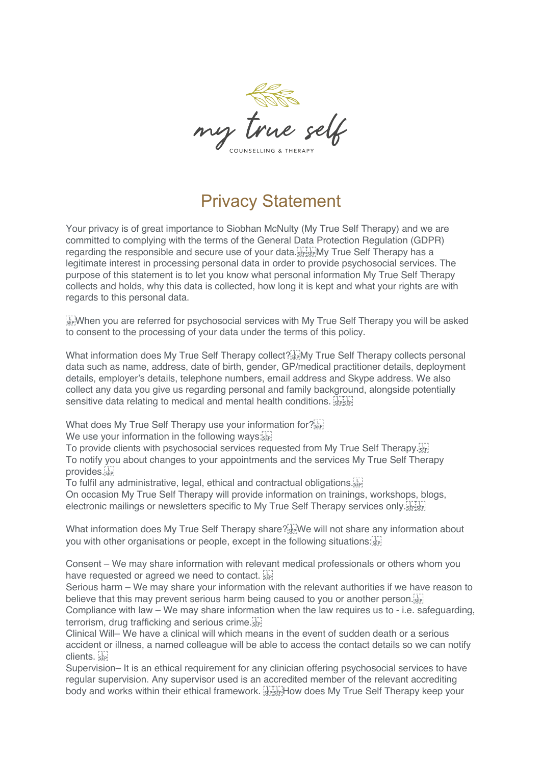my true self

COUNSELLING & THERAPY

# Privacy Statement

Your privacy is of great importance to Siobhan McNulty (My True Self Therapy) and we are committed to complying with the terms of the General Data Protection Regulation (GDPR) regarding the responsible and secure use of your data. My True Self Therapy has a legitimate interest in processing personal data in order to provide psychosocial services. The purpose of this statement is to let you know what personal information My True Self Therapy collects and holds, why this data is collected, how long it is kept and what your rights are with regards to this personal data.

When you are referred for psychosocial services with My True Self Therapy you will be asked to consent to the processing of your data under the terms of this policy.

What information does My True Self Therapy collect? My True Self Therapy collects personal data such as name, address, date of birth, gender, GP/medical practitioner details, deployment details, employer's details, telephone numbers, email address and Skype address. We also collect any data you give us regarding personal and family background, alongside potentially sensitive data relating to medical and mental health conditions.

What does My True Self Therapy use your information for?
We use your information in the following ways:
To provide clients with psychosocial services requested from My True Self Therapy.
To notify you about changes to your appointments and the services My True Self Therapy provides.
To fulfil any administrative, legal, ethical and contractual obligations.
On occasion My True Self Therapy will provide information on trainings, workshops, blogs, electronic mailings or newsletters specific to My True Self Therapy services only.

What information does My True Self Therapy share? We will not share any information about you with other organisations or people, except in the following situations:

Consent – We may share information with relevant medical professionals or others whom you have requested or agreed we need to contact.
Serious harm – We may share your information with the relevant authorities if we have reason to believe that this may prevent serious harm being caused to you or another person.
Compliance with law – We may share information when the law requires us to - i.e. safeguarding, terrorism, drug trafficking and serious crime.
Clinical Will– We have a clinical will which means in the event of sudden death or a serious accident or illness, a named colleague will be able to access the contact details so we can notify clients.
Supervision– It is an ethical requirement for any clinician offering psychosocial services to have regular supervision. Any supervisor used is an accredited member of the relevant accrediting body and works within their ethical framework. How does My True Self Therapy keep your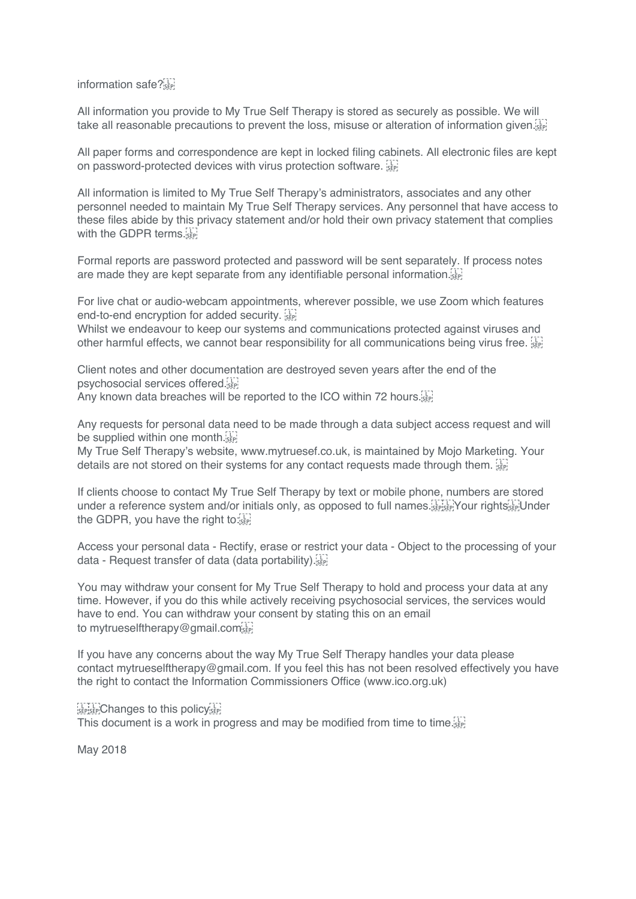information safe?

All information you provide to My True Self Therapy is stored as securely as possible. We will take all reasonable precautions to prevent the loss, misuse or alteration of information given.

All paper forms and correspondence are kept in locked filing cabinets. All electronic files are kept on password-protected devices with virus protection software.

All information is limited to My True Self Therapy's administrators, associates and any other personnel needed to maintain My True Self Therapy services. Any personnel that have access to these files abide by this privacy statement and/or hold their own privacy statement that complies with the GDPR terms.

Formal reports are password protected and password will be sent separately. If process notes are made they are kept separate from any identifiable personal information.

For live chat or audio-webcam appointments, wherever possible, we use Zoom which features end-to-end encryption for added security.
Whilst we endeavour to keep our systems and communications protected against viruses and other harmful effects, we cannot bear responsibility for all communications being virus free.

Client notes and other documentation are destroyed seven years after the end of the psychosocial services offered.
Any known data breaches will be reported to the ICO within 72 hours.

Any requests for personal data need to be made through a data subject access request and will be supplied within one month.
My True Self Therapy's website, www.mytruesef.co.uk, is maintained by Mojo Marketing. Your details are not stored on their systems for any contact requests made through them.

If clients choose to contact My True Self Therapy by text or mobile phone, numbers are stored under a reference system and/or initials only, as opposed to full names.

## Your rights

Under the GDPR, you have the right to:

Access your personal data - Rectify, erase or restrict your data - Object to the processing of your data - Request transfer of data (data portability).

You may withdraw your consent for My True Self Therapy to hold and process your data at any time. However, if you do this while actively receiving psychosocial services, the services would have to end. You can withdraw your consent by stating this on an email to mytrueselftherapy@gmail.com

If you have any concerns about the way My True Self Therapy handles your data please contact mytrueselftherapy@gmail.com. If you feel this has not been resolved effectively you have the right to contact the Information Commissioners Office (www.ico.org.uk)

## Changes to this policy

This document is a work in progress and may be modified from time to time.

May 2018